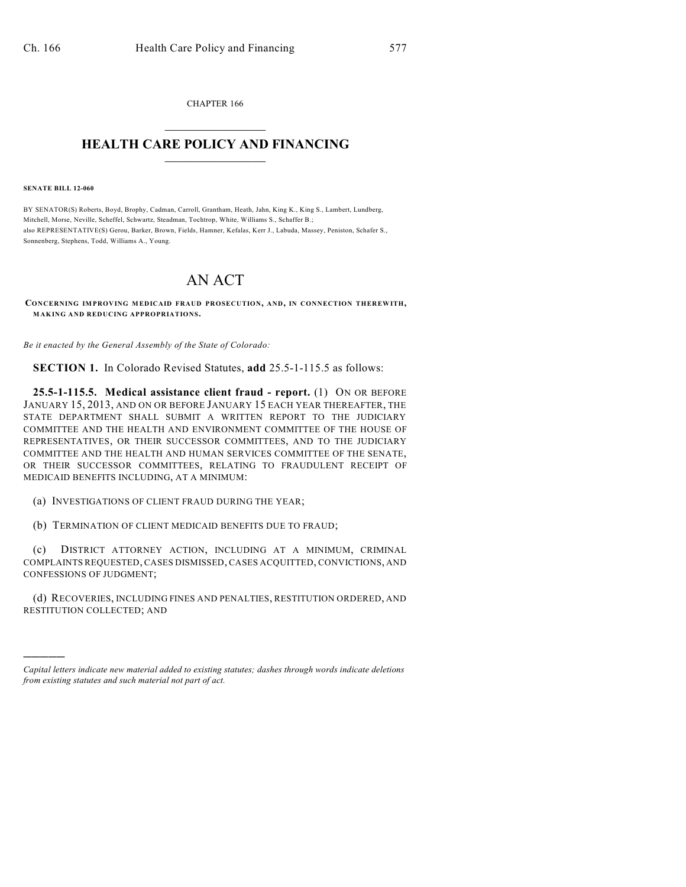CHAPTER 166

# HEALTH CARE POLICY AND FINANCING

**SENATE BILL 12-060**

BY SENATOR(S) Roberts, Boyd, Brophy, Cadman, Carroll, Grantham, Heath, Jahn, King K., King S., Lambert, Lundberg, Mitchell, Morse, Neville, Scheffel, Schwartz, Steadman, Tochtrop, White, Williams S., Schaffer B.;
also REPRESENTATIVE(S) Gerou, Barker, Brown, Fields, Hamner, Kefalas, Kerr J., Labuda, Massey, Peniston, Schafer S., Sonnenberg, Stephens, Todd, Williams A., Young.

# AN ACT

**CONCERNING IMPROVING MEDICAID FRAUD PROSECUTION, AND, IN CONNECTION THEREWITH, MAKING AND REDUCING APPROPRIATIONS.**

*Be it enacted by the General Assembly of the State of Colorado:*

**SECTION 1.** In Colorado Revised Statutes, **add** 25.5-1-115.5 as follows:

**25.5-1-115.5. Medical assistance client fraud - report.** (1) ON OR BEFORE JANUARY 15, 2013, AND ON OR BEFORE JANUARY 15 EACH YEAR THEREAFTER, THE STATE DEPARTMENT SHALL SUBMIT A WRITTEN REPORT TO THE JUDICIARY COMMITTEE AND THE HEALTH AND ENVIRONMENT COMMITTEE OF THE HOUSE OF REPRESENTATIVES, OR THEIR SUCCESSOR COMMITTEES, AND TO THE JUDICIARY COMMITTEE AND THE HEALTH AND HUMAN SERVICES COMMITTEE OF THE SENATE, OR THEIR SUCCESSOR COMMITTEES, RELATING TO FRAUDULENT RECEIPT OF MEDICAID BENEFITS INCLUDING, AT A MINIMUM:

(a) INVESTIGATIONS OF CLIENT FRAUD DURING THE YEAR;

(b) TERMINATION OF CLIENT MEDICAID BENEFITS DUE TO FRAUD;

(c) DISTRICT ATTORNEY ACTION, INCLUDING AT A MINIMUM, CRIMINAL COMPLAINTS REQUESTED, CASES DISMISSED, CASES ACQUITTED, CONVICTIONS, AND CONFESSIONS OF JUDGMENT;

(d) RECOVERIES, INCLUDING FINES AND PENALTIES, RESTITUTION ORDERED, AND RESTITUTION COLLECTED; AND

---

*Capital letters indicate new material added to existing statutes; dashes through words indicate deletions from existing statutes and such material not part of act.*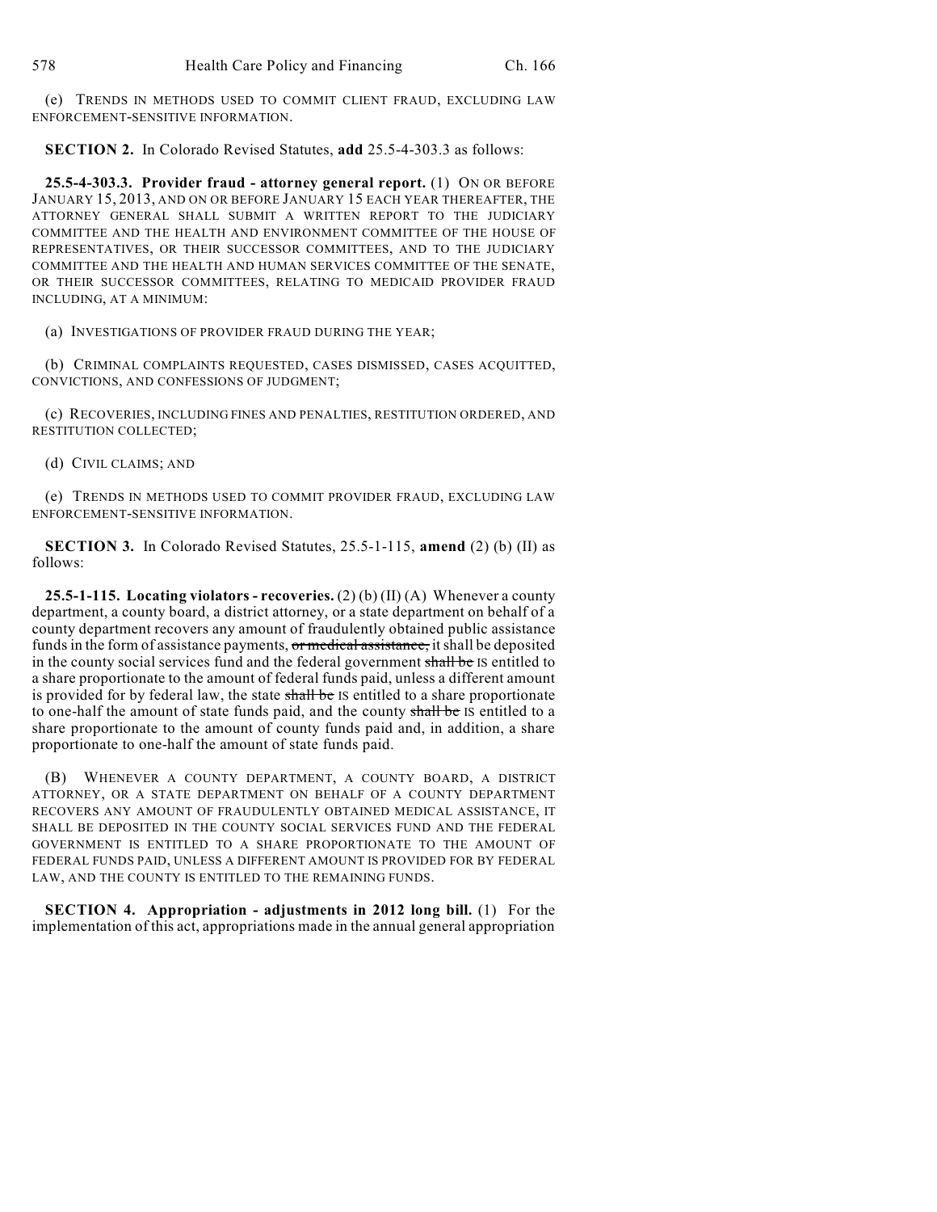(e) TRENDS IN METHODS USED TO COMMIT CLIENT FRAUD, EXCLUDING LAW ENFORCEMENT-SENSITIVE INFORMATION.

**SECTION 2.** In Colorado Revised Statutes, **add** 25.5-4-303.3 as follows:

**25.5-4-303.3. Provider fraud - attorney general report.** (1) ON OR BEFORE JANUARY 15, 2013, AND ON OR BEFORE JANUARY 15 EACH YEAR THEREAFTER, THE ATTORNEY GENERAL SHALL SUBMIT A WRITTEN REPORT TO THE JUDICIARY COMMITTEE AND THE HEALTH AND ENVIRONMENT COMMITTEE OF THE HOUSE OF REPRESENTATIVES, OR THEIR SUCCESSOR COMMITTEES, AND TO THE JUDICIARY COMMITTEE AND THE HEALTH AND HUMAN SERVICES COMMITTEE OF THE SENATE, OR THEIR SUCCESSOR COMMITTEES, RELATING TO MEDICAID PROVIDER FRAUD INCLUDING, AT A MINIMUM:

(a) INVESTIGATIONS OF PROVIDER FRAUD DURING THE YEAR;

(b) CRIMINAL COMPLAINTS REQUESTED, CASES DISMISSED, CASES ACQUITTED, CONVICTIONS, AND CONFESSIONS OF JUDGMENT;

(c) RECOVERIES, INCLUDING FINES AND PENALTIES, RESTITUTION ORDERED, AND RESTITUTION COLLECTED;

(d) CIVIL CLAIMS; AND

(e) TRENDS IN METHODS USED TO COMMIT PROVIDER FRAUD, EXCLUDING LAW ENFORCEMENT-SENSITIVE INFORMATION.

**SECTION 3.** In Colorado Revised Statutes, 25.5-1-115, **amend** (2) (b) (II) as follows:

**25.5-1-115. Locating violators - recoveries.** (2) (b) (II) (A) Whenever a county department, a county board, a district attorney, or a state department on behalf of a county department recovers any amount of fraudulently obtained public assistance funds in the form of assistance payments, ~~or medical assistance,~~ it shall be deposited in the county social services fund and the federal government ~~shall be~~ IS entitled to a share proportionate to the amount of federal funds paid, unless a different amount is provided for by federal law, the state ~~shall be~~ IS entitled to a share proportionate to one-half the amount of state funds paid, and the county ~~shall be~~ IS entitled to a share proportionate to the amount of county funds paid and, in addition, a share proportionate to one-half the amount of state funds paid.

(B) WHENEVER A COUNTY DEPARTMENT, A COUNTY BOARD, A DISTRICT ATTORNEY, OR A STATE DEPARTMENT ON BEHALF OF A COUNTY DEPARTMENT RECOVERS ANY AMOUNT OF FRAUDULENTLY OBTAINED MEDICAL ASSISTANCE, IT SHALL BE DEPOSITED IN THE COUNTY SOCIAL SERVICES FUND AND THE FEDERAL GOVERNMENT IS ENTITLED TO A SHARE PROPORTIONATE TO THE AMOUNT OF FEDERAL FUNDS PAID, UNLESS A DIFFERENT AMOUNT IS PROVIDED FOR BY FEDERAL LAW, AND THE COUNTY IS ENTITLED TO THE REMAINING FUNDS.

**SECTION 4. Appropriation - adjustments in 2012 long bill.** (1) For the implementation of this act, appropriations made in the annual general appropriation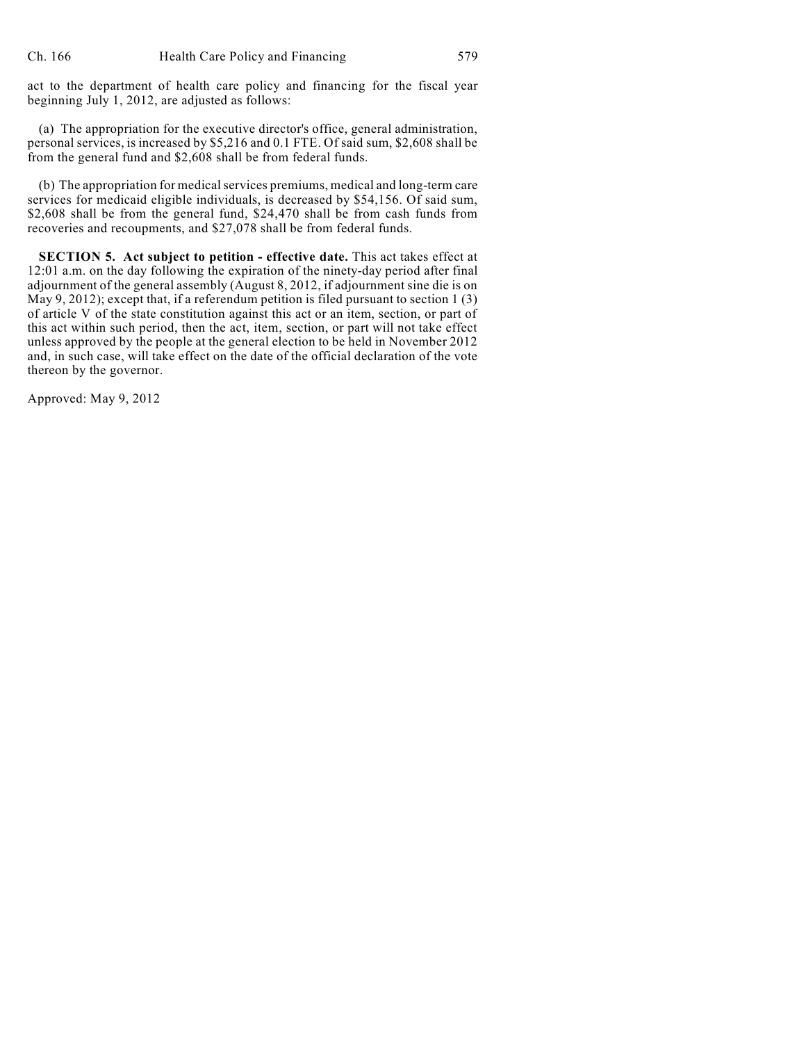act to the department of health care policy and financing for the fiscal year beginning July 1, 2012, are adjusted as follows:

(a) The appropriation for the executive director's office, general administration, personal services, is increased by $5,216 and 0.1 FTE. Of said sum, $2,608 shall be from the general fund and $2,608 shall be from federal funds.

(b) The appropriation for medical services premiums, medical and long-term care services for medicaid eligible individuals, is decreased by $54,156. Of said sum, $2,608 shall be from the general fund, $24,470 shall be from cash funds from recoveries and recoupments, and $27,078 shall be from federal funds.

**SECTION 5. Act subject to petition - effective date.** This act takes effect at 12:01 a.m. on the day following the expiration of the ninety-day period after final adjournment of the general assembly (August 8, 2012, if adjournment sine die is on May 9, 2012); except that, if a referendum petition is filed pursuant to section 1 (3) of article V of the state constitution against this act or an item, section, or part of this act within such period, then the act, item, section, or part will not take effect unless approved by the people at the general election to be held in November 2012 and, in such case, will take effect on the date of the official declaration of the vote thereon by the governor.

Approved: May 9, 2012